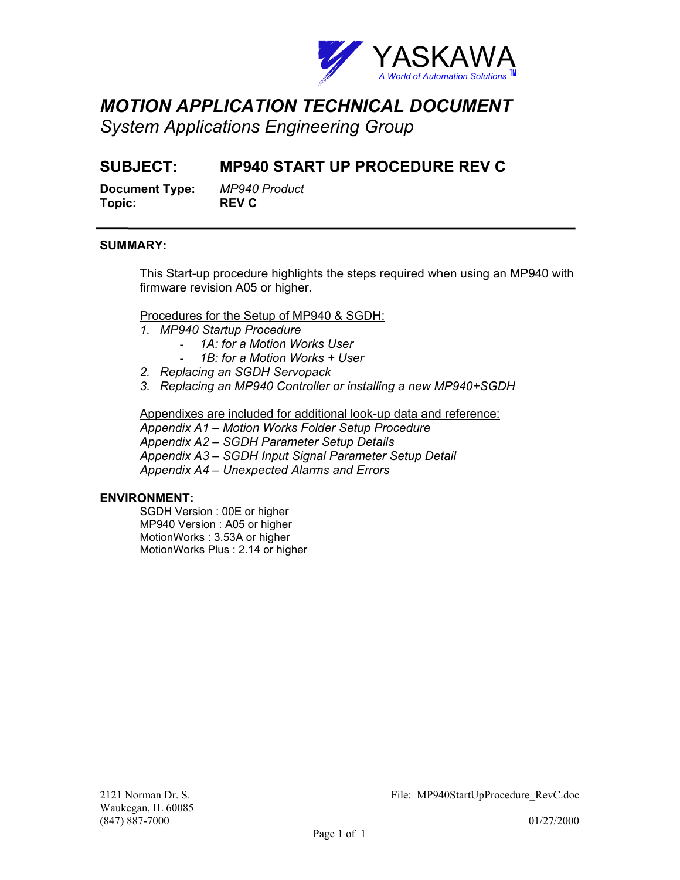YASKAWA

*A World of Automation Solutions™*

# *MOTION APPLICATION TECHNICAL DOCUMENT*

*System Applications Engineering Group*

## SUBJECT: MP940 START UP PROCEDURE REV C

**Document Type:** *MP940 Product*
**Topic:** **REV C**

---

### SUMMARY:

This Start-up procedure highlights the steps required when using an MP940 with firmware revision A05 or higher.

Procedures for the Setup of MP940 & SGDH:

1. *MP940 Startup Procedure*
   - *1A: for a Motion Works User*
   - *1B: for a Motion Works + User*
2. *Replacing an SGDH Servopack*
3. *Replacing an MP940 Controller or installing a new MP940+SGDH*

Appendixes are included for additional look-up data and reference:

*Appendix A1 – Motion Works Folder Setup Procedure*
*Appendix A2 – SGDH Parameter Setup Details*
*Appendix A3 – SGDH Input Signal Parameter Setup Detail*
*Appendix A4 – Unexpected Alarms and Errors*

### ENVIRONMENT:

SGDH Version : 00E or higher
MP940 Version : A05 or higher
MotionWorks : 3.53A or higher
MotionWorks Plus : 2.14 or higher

2121 Norman Dr. S.
Waukegan, IL 60085
(847) 887-7000

File: MP940StartUpProcedure_RevC.doc

01/27/2000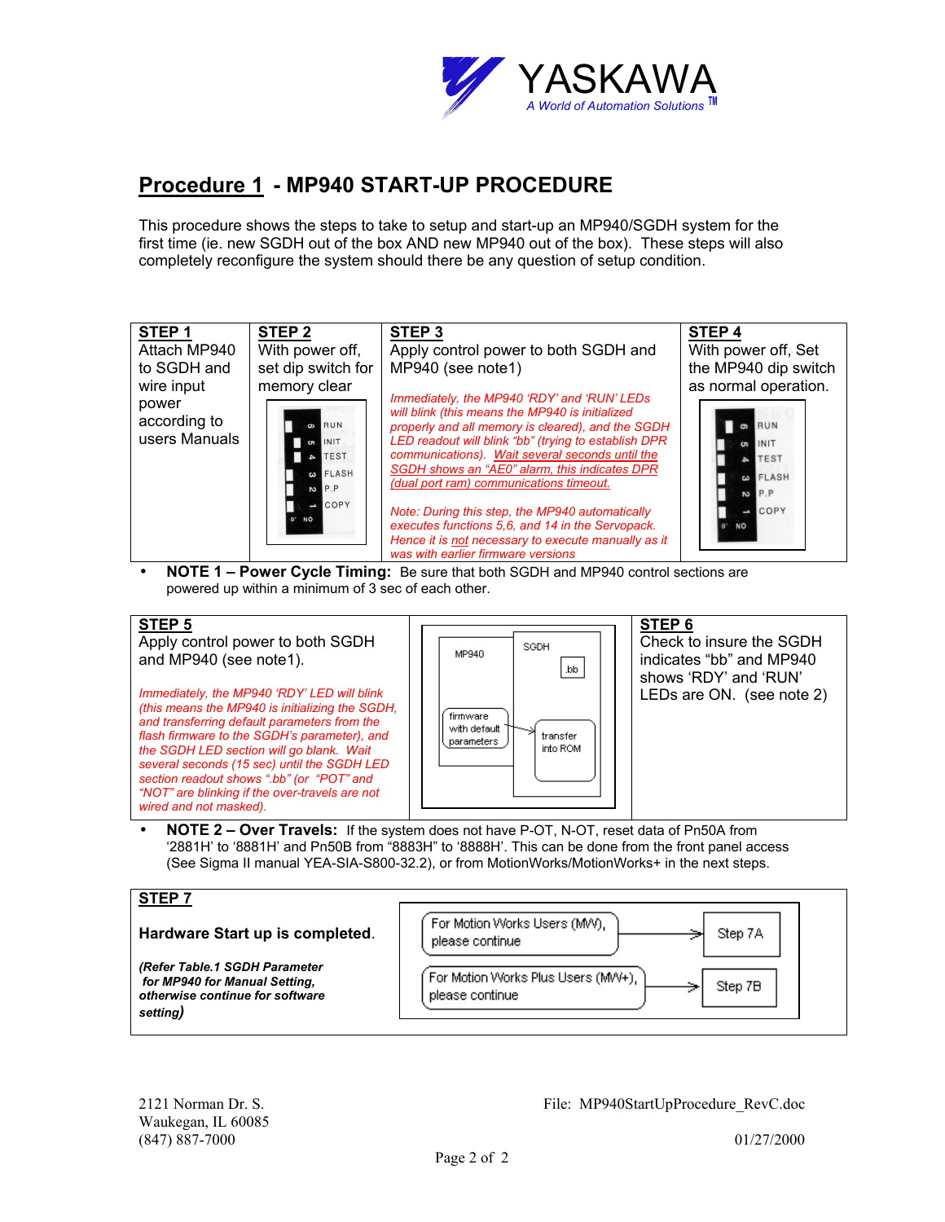YASKAWA
*A World of Automation Solutions™*

# Procedure 1 - MP940 START-UP PROCEDURE

This procedure shows the steps to take to setup and start-up an MP940/SGDH system for the first time (ie. new SGDH out of the box AND new MP940 out of the box). These steps will also completely reconfigure the system should there be any question of setup condition.

| STEP 1 | STEP 2 | STEP 3 | STEP 4 |
|---|---|---|---|
| Attach MP940 to SGDH and wire input power according to users Manuals | With power off, set dip switch for memory clear<br><br>6 RUN<br>5 INIT<br>4 TEST<br>3 FLASH<br>2 P.P<br>1 COPY<br>ON | Apply control power to both SGDH and MP940 (see note1)<br><br>*Immediately, the MP940 'RDY' and 'RUN' LEDs will blink (this means the MP940 is initialized properly and all memory is cleared), and the SGDH LED readout will blink "bb" (trying to establish DPR communications). Wait several seconds until the SGDH shows an "AE0" alarm, this indicates DPR (dual port ram) communications timeout.*<br><br>*Note: During this step, the MP940 automatically executes functions 5,6, and 14 in the Servopack. Hence it is not necessary to execute manually as it was with earlier firmware versions* | With power off, Set the MP940 dip switch as normal operation.<br><br>6 RUN<br>5 INIT<br>4 TEST<br>3 FLASH<br>2 P.P<br>1 COPY<br>ON |

- **NOTE 1 – Power Cycle Timing:** Be sure that both SGDH and MP940 control sections are powered up within a minimum of 3 sec of each other.

| STEP 5 | | STEP 6 |
|---|---|---|
| Apply control power to both SGDH and MP940 (see note1).<br><br>*Immediately, the MP940 'RDY' LED will blink (this means the MP940 is initializing the SGDH, and transferring default parameters from the flash firmware to the SGDH's parameter), and the SGDH LED section will go blank. Wait several seconds (15 sec) until the SGDH LED section readout shows ".bb" (or "POT" and "NOT" are blinking if the over-travels are not wired and not masked).* | MP940 — firmware with default parameters → SGDH (.bb) — transfer into ROM | Check to insure the SGDH indicates "bb" and MP940 shows 'RDY' and 'RUN' LEDs are ON. (see note 2) |

- **NOTE 2 – Over Travels:** If the system does not have P-OT, N-OT, reset data of Pn50A from '2881H' to '8881H' and Pn50B from "8883H" to '8888H'. This can be done from the front panel access (See Sigma II manual YEA-SIA-S800-32.2), or from MotionWorks/MotionWorks+ in the next steps.

| STEP 7 | |
|---|---|
| **Hardware Start up is completed.**<br><br>***(Refer Table.1 SGDH Parameter for MP940 for Manual Setting, otherwise continue for software setting)*** | For Motion Works Users (MW), please continue → Step 7A<br><br>For Motion Works Plus Users (MW+), please continue → Step 7B |

2121 Norman Dr. S.
Waukegan, IL 60085
(847) 887-7000

File: MP940StartUpProcedure_RevC.doc

01/27/2000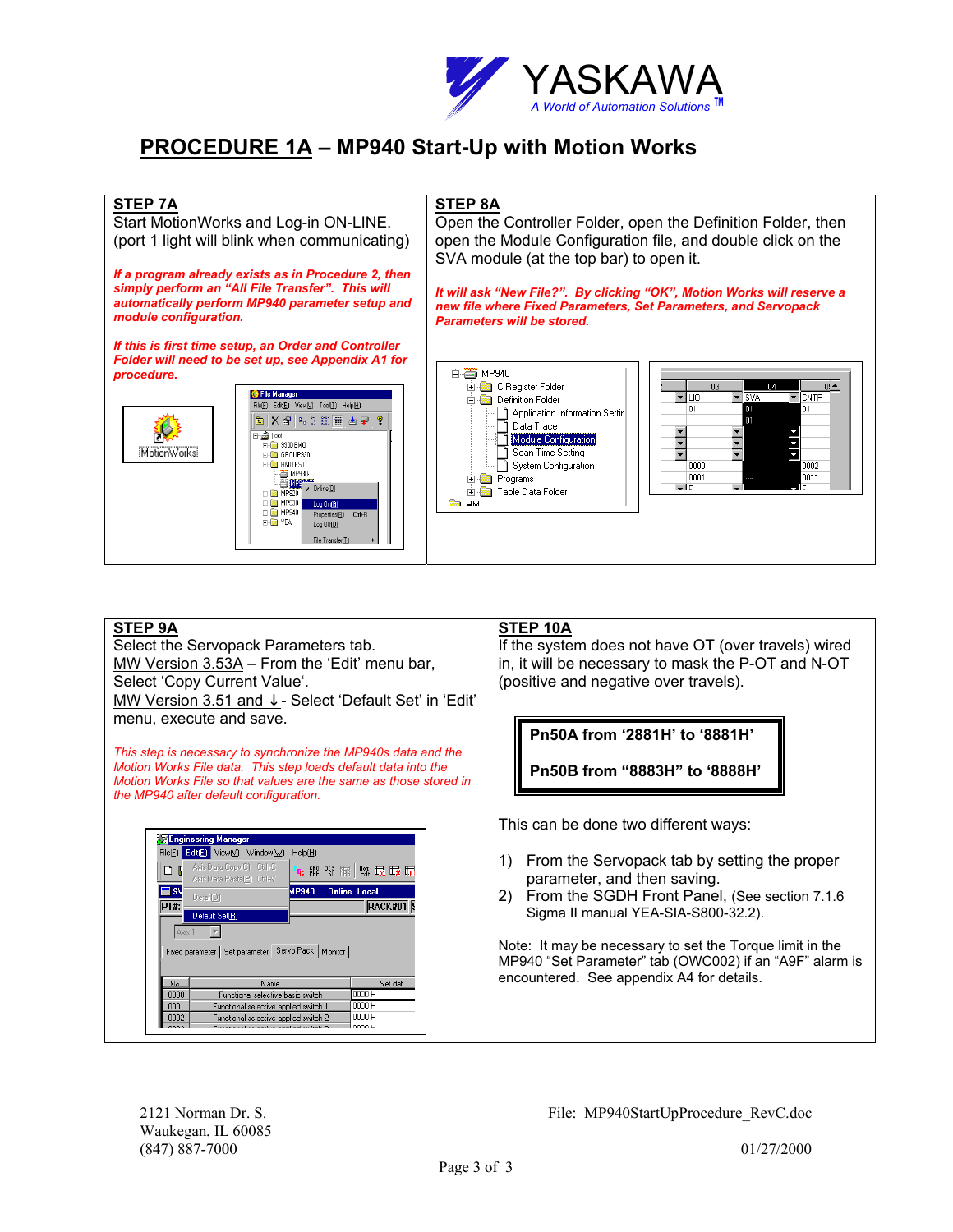# PROCEDURE 1A – MP940 Start-Up with Motion Works

**STEP 7A**

Start MotionWorks and Log-in ON-LINE. (port 1 light will blink when communicating)

***If a program already exists as in Procedure 2, then simply perform an "All File Transfer". This will automatically perform MP940 parameter setup and module configuration.***

***If this is first time setup, an Order and Controller Folder will need to be set up, see Appendix A1 for procedure.***

**STEP 8A**

Open the Controller Folder, open the Definition Folder, then open the Module Configuration file, and double click on the SVA module (at the top bar) to open it.

***It will ask "New File?". By clicking "OK", Motion Works will reserve a new file where Fixed Parameters, Set Parameters, and Servopack Parameters will be stored.***

**STEP 9A**

Select the Servopack Parameters tab.

MW Version 3.53A – From the 'Edit' menu bar, Select 'Copy Current Value'.

MW Version 3.51 and ↓ - Select 'Default Set' in 'Edit' menu, execute and save.

*This step is necessary to synchronize the MP940s data and the Motion Works File data. This step loads default data into the Motion Works File so that values are the same as those stored in the MP940 after default configuration.*

**STEP 10A**

If the system does not have OT (over travels) wired in, it will be necessary to mask the P-OT and N-OT (positive and negative over travels).

**Pn50A from '2881H' to '8881H'**

**Pn50B from "8883H" to "8888H'**

This can be done two different ways:

1) From the Servopack tab by setting the proper parameter, and then saving.
2) From the SGDH Front Panel, (See section 7.1.6 Sigma II manual YEA-SIA-S800-32.2).

Note: It may be necessary to set the Torque limit in the MP940 "Set Parameter" tab (OWC002) if an "A9F" alarm is encountered. See appendix A4 for details.

2121 Norman Dr. S.
Waukegan, IL 60085
(847) 887-7000

File: MP940StartUpProcedure_RevC.doc

01/27/2000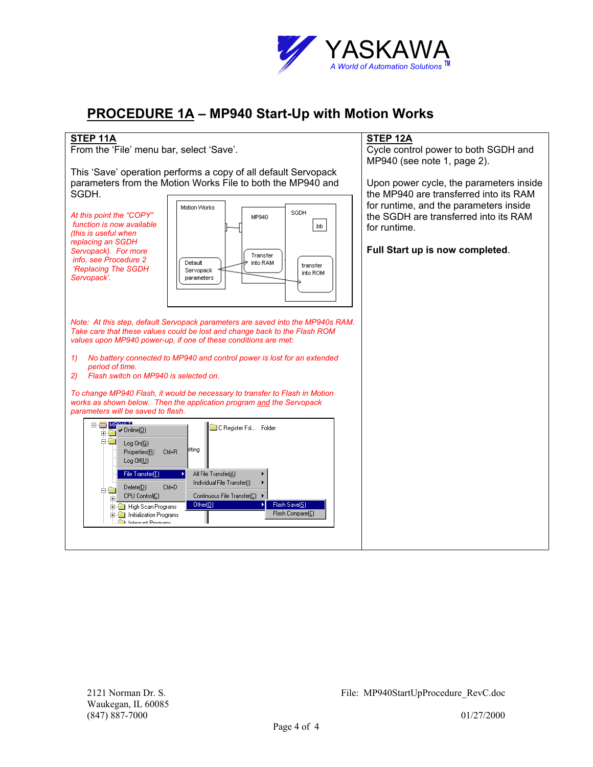# PROCEDURE 1A – MP940 Start-Up with Motion Works

## STEP 11A

From the 'File' menu bar, select 'Save'.

This 'Save' operation performs a copy of all default Servopack parameters from the Motion Works File to both the MP940 and SGDH.

*At this point the "COPY" function is now available (this is useful when replacing an SGDH Servopack). For more info, see Procedure 2 'Replacing The SGDH Servopack'.*

*Note: At this step, default Servopack parameters are saved into the MP940s RAM. Take care that these values could be lost and change back to the Flash ROM values upon MP940 power-up, if one of these conditions are met:*

1) *No battery connected to MP940 and control power is lost for an extended period of time.*
2) *Flash switch on MP940 is selected on.*

*To change MP940 Flash, it would be necessary to transfer to Flash in Motion works as shown below. Then the application program and the Servopack parameters will be saved to flash.*

## STEP 12A

Cycle control power to both SGDH and MP940 (see note 1, page 2).

Upon power cycle, the parameters inside the MP940 are transferred into its RAM for runtime, and the parameters inside the SGDH are transferred into its RAM for runtime.

**Full Start up is now completed**.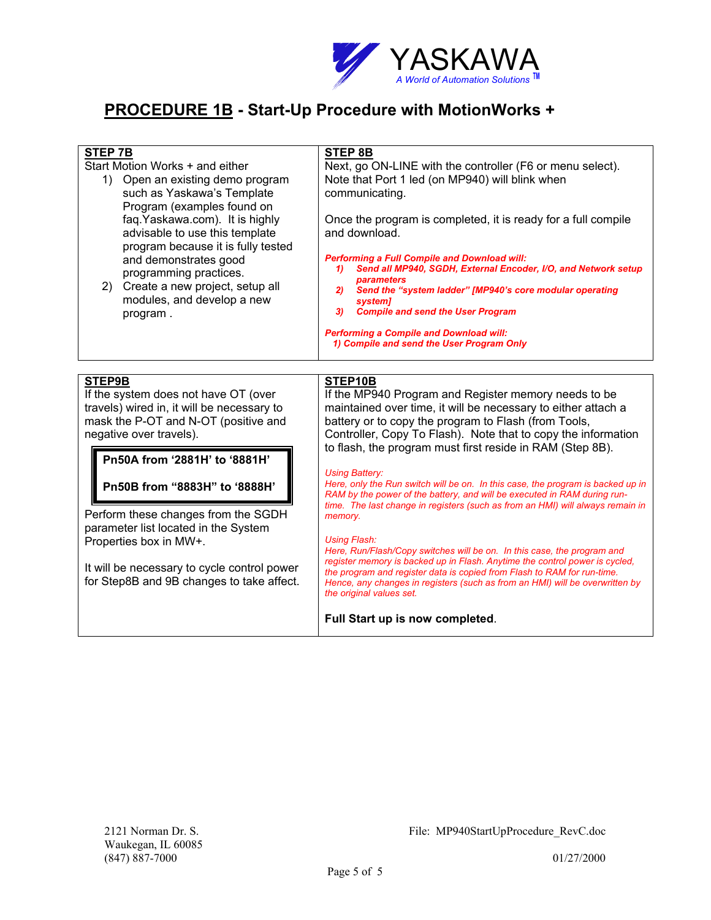# **PROCEDURE 1B** - Start-Up Procedure with MotionWorks +

**STEP 7B**

Start Motion Works + and either

1) Open an existing demo program such as Yaskawa's Template Program (examples found on faq.Yaskawa.com). It is highly advisable to use this template program because it is fully tested and demonstrates good programming practices.
2) Create a new project, setup all modules, and develop a new program .

**STEP 8B**

Next, go ON-LINE with the controller (F6 or menu select). Note that Port 1 led (on MP940) will blink when communicating.

Once the program is completed, it is ready for a full compile and download.

***Performing a Full Compile and Download will:***

1) ***Send all MP940, SGDH, External Encoder, I/O, and Network setup parameters***
2) ***Send the "system ladder" [MP940's core modular operating system]***
3) ***Compile and send the User Program***

***Performing a Compile and Download will:***

1) ***Compile and send the User Program Only***

**STEP9B**

If the system does not have OT (over travels) wired in, it will be necessary to mask the P-OT and N-OT (positive and negative over travels).

> **Pn50A from '2881H' to '8881H'**
>
> **Pn50B from "8883H" to '8888H'**

Perform these changes from the SGDH parameter list located in the System Properties box in MW+.

It will be necessary to cycle control power for Step8B and 9B changes to take affect.

**STEP10B**

If the MP940 Program and Register memory needs to be maintained over time, it will be necessary to either attach a battery or to copy the program to Flash (from Tools, Controller, Copy To Flash). Note that to copy the information to flash, the program must first reside in RAM (Step 8B).

*Using Battery:*
*Here, only the Run switch will be on. In this case, the program is backed up in RAM by the power of the battery, and will be executed in RAM during run-time. The last change in registers (such as from an HMI) will always remain in memory.*

*Using Flash:*
*Here, Run/Flash/Copy switches will be on. In this case, the program and register memory is backed up in Flash. Anytime the control power is cycled, the program and register data is copied from Flash to RAM for run-time. Hence, any changes in registers (such as from an HMI) will be overwritten by the original values set.*

**Full Start up is now completed**.

2121 Norman Dr. S.
Waukegan, IL 60085
(847) 887-7000

File: MP940StartUpProcedure_RevC.doc

01/27/2000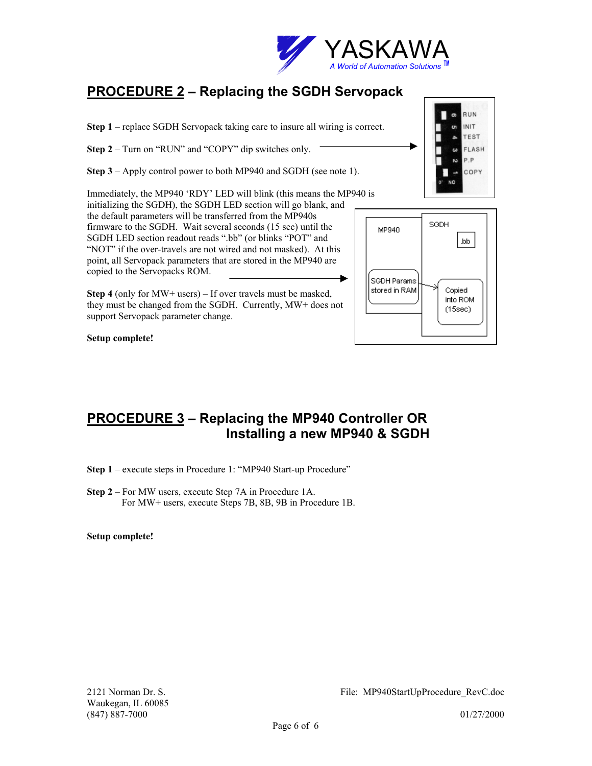## PROCEDURE 2 – Replacing the SGDH Servopack

**Step 1** – replace SGDH Servopack taking care to insure all wiring is correct.

**Step 2** – Turn on "RUN" and "COPY" dip switches only.

**Step 3** – Apply control power to both MP940 and SGDH (see note 1).

Immediately, the MP940 'RDY' LED will blink (this means the MP940 is initializing the SGDH), the SGDH LED section will go blank, and the default parameters will be transferred from the MP940s firmware to the SGDH. Wait several seconds (15 sec) until the SGDH LED section readout reads ".bb" (or blinks "POT" and "NOT" if the over-travels are not wired and not masked). At this point, all Servopack parameters that are stored in the MP940 are copied to the Servopacks ROM.

**Step 4** (only for MW+ users) – If over travels must be masked, they must be changed from the SGDH. Currently, MW+ does not support Servopack parameter change.

**Setup complete!**

## PROCEDURE 3 – Replacing the MP940 Controller OR Installing a new MP940 & SGDH

**Step 1** – execute steps in Procedure 1: "MP940 Start-up Procedure"

**Step 2** – For MW users, execute Step 7A in Procedure 1A.
For MW+ users, execute Steps 7B, 8B, 9B in Procedure 1B.

**Setup complete!**

2121 Norman Dr. S.
Waukegan, IL 60085
(847) 887-7000

File: MP940StartUpProcedure_RevC.doc

01/27/2000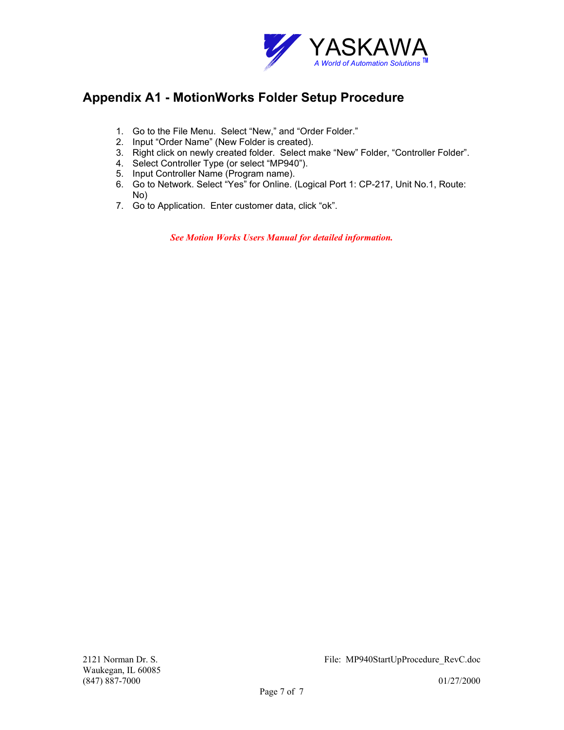## Appendix A1 - MotionWorks Folder Setup Procedure

1. Go to the File Menu.  Select "New," and "Order Folder."
2. Input "Order Name" (New Folder is created).
3. Right click on newly created folder.  Select make "New" Folder, "Controller Folder".
4. Select Controller Type (or select "MP940").
5. Input Controller Name (Program name).
6. Go to Network. Select "Yes" for Online. (Logical Port 1: CP-217, Unit No.1, Route: No)
7. Go to Application.  Enter customer data, click "ok".

***See Motion Works Users Manual for detailed information.***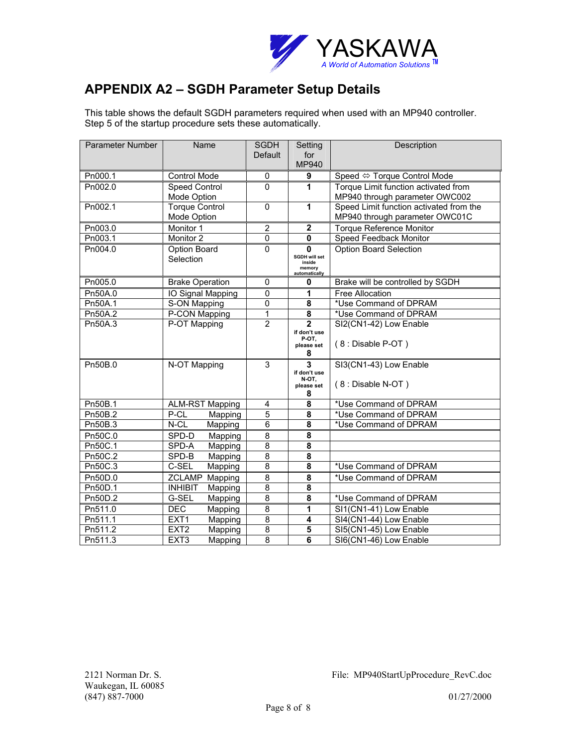# APPENDIX A2 – SGDH Parameter Setup Details

This table shows the default SGDH parameters required when used with an MP940 controller. Step 5 of the startup procedure sets these automatically.

| Parameter Number | Name | SGDH Default | Setting for MP940 | Description |
|---|---|---|---|---|
| Pn000.1 | Control Mode | 0 | **9** | Speed ⇔ Torque Control Mode |
| Pn002.0 | Speed Control Mode Option | 0 | **1** | Torque Limit function activated from MP940 through parameter OWC002 |
| Pn002.1 | Torque Control Mode Option | 0 | **1** | Speed Limit function activated from the MP940 through parameter OWC01C |
| Pn003.0 | Monitor 1 | 2 | **2** | Torque Reference Monitor |
| Pn003.1 | Monitor 2 | 0 | **0** | Speed Feedback Monitor |
| Pn004.0 | Option Board Selection | 0 | **0** SGDH will set inside memory automatically | Option Board Selection |
| Pn005.0 | Brake Operation | 0 | **0** | Brake will be controlled by SGDH |
| Pn50A.0 | IO Signal Mapping | 0 | **1** | Free Allocation |
| Pn50A.1 | S-ON Mapping | 0 | **8** | *Use Command of DPRAM |
| Pn50A.2 | P-CON Mapping | 1 | **8** | *Use Command of DPRAM |
| Pn50A.3 | P-OT Mapping | 2 | **2** if don't use P-OT, please set **8** | SI2(CN1-42) Low Enable ( 8 : Disable P-OT ) |
| Pn50B.0 | N-OT Mapping | 3 | **3** if don't use N-OT, please set **8** | SI3(CN1-43) Low Enable ( 8 : Disable N-OT ) |
| Pn50B.1 | ALM-RST Mapping | 4 | **8** | *Use Command of DPRAM |
| Pn50B.2 | P-CL Mapping | 5 | **8** | *Use Command of DPRAM |
| Pn50B.3 | N-CL Mapping | 6 | **8** | *Use Command of DPRAM |
| Pn50C.0 | SPD-D Mapping | 8 | **8** | |
| Pn50C.1 | SPD-A Mapping | 8 | **8** | |
| Pn50C.2 | SPD-B Mapping | 8 | **8** | |
| Pn50C.3 | C-SEL Mapping | 8 | **8** | *Use Command of DPRAM |
| Pn50D.0 | ZCLAMP Mapping | 8 | **8** | *Use Command of DPRAM |
| Pn50D.1 | INHIBIT Mapping | 8 | **8** | |
| Pn50D.2 | G-SEL Mapping | 8 | **8** | *Use Command of DPRAM |
| Pn511.0 | DEC Mapping | 8 | **1** | SI1(CN1-41) Low Enable |
| Pn511.1 | EXT1 Mapping | 8 | **4** | SI4(CN1-44) Low Enable |
| Pn511.2 | EXT2 Mapping | 8 | **5** | SI5(CN1-45) Low Enable |
| Pn511.3 | EXT3 Mapping | 8 | **6** | SI6(CN1-46) Low Enable |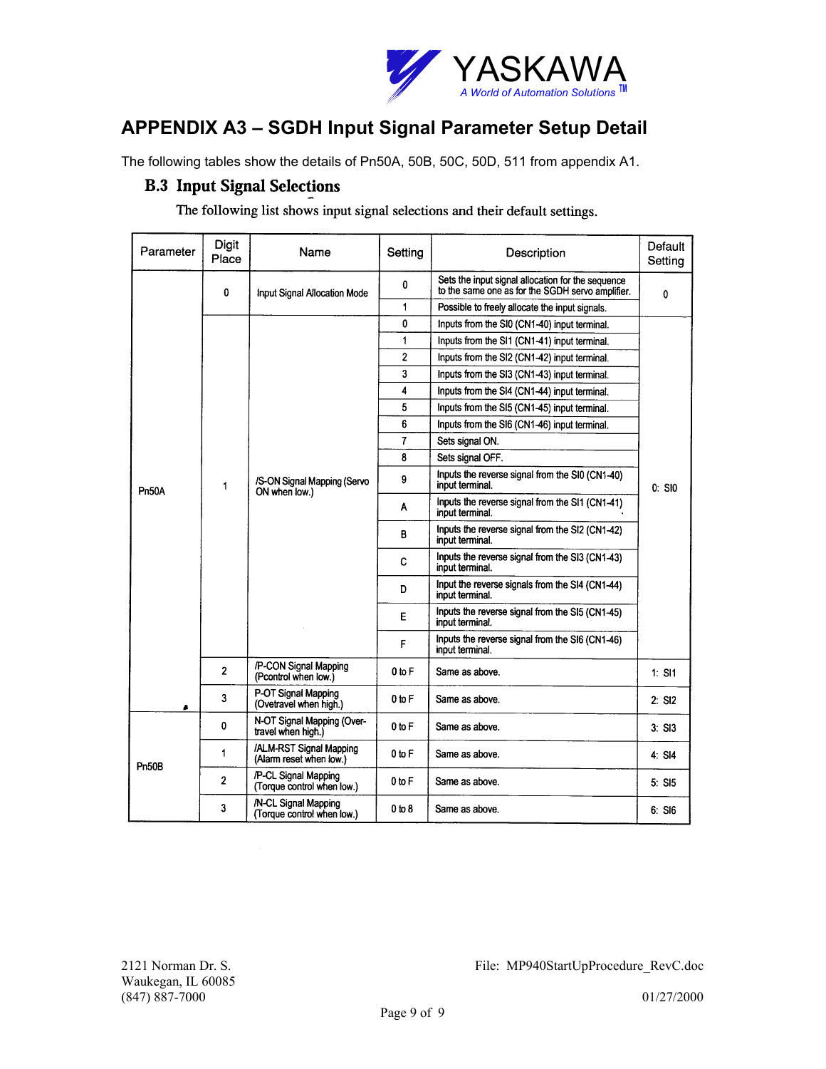## APPENDIX A3 – SGDH Input Signal Parameter Setup Detail

The following tables show the details of Pn50A, 50B, 50C, 50D, 511 from appendix A1.

### B.3 Input Signal Selections

The following list shows input signal selections and their default settings.

| Parameter | Digit Place | Name | Setting | Description | Default Setting |
|---|---|---|---|---|---|
| Pn50A | 0 | Input Signal Allocation Mode | 0 | Sets the input signal allocation for the sequence to the same one as for the SGDH servo amplifier. | 0 |
| | | | 1 | Possible to freely allocate the input signals. | |
| | 1 | /S-ON Signal Mapping (Servo ON when low.) | 0 | Inputs from the SI0 (CN1-40) input terminal. | 0: SI0 |
| | | | 1 | Inputs from the SI1 (CN1-41) input terminal. | |
| | | | 2 | Inputs from the SI2 (CN1-42) input terminal. | |
| | | | 3 | Inputs from the SI3 (CN1-43) input terminal. | |
| | | | 4 | Inputs from the SI4 (CN1-44) input terminal. | |
| | | | 5 | Inputs from the SI5 (CN1-45) input terminal. | |
| | | | 6 | Inputs from the SI6 (CN1-46) input terminal. | |
| | | | 7 | Sets signal ON. | |
| | | | 8 | Sets signal OFF. | |
| | | | 9 | Inputs the reverse signal from the SI0 (CN1-40) input terminal. | |
| | | | A | Inputs the reverse signal from the SI1 (CN1-41) input terminal. | |
| | | | B | Inputs the reverse signal from the SI2 (CN1-42) input terminal. | |
| | | | C | Inputs the reverse signal from the SI3 (CN1-43) input terminal. | |
| | | | D | Input the reverse signals from the SI4 (CN1-44) input terminal. | |
| | | | E | Inputs the reverse signal from the SI5 (CN1-45) input terminal. | |
| | | | F | Inputs the reverse signal from the SI6 (CN1-46) input terminal. | |
| | 2 | /P-CON Signal Mapping (Pcontrol when low.) | 0 to F | Same as above. | 1: SI1 |
| | 3 | P-OT Signal Mapping (Ovetravel when high.) | 0 to F | Same as above. | 2: SI2 |
| Pn50B | 0 | N-OT Signal Mapping (Over-travel when high.) | 0 to F | Same as above. | 3: SI3 |
| | 1 | /ALM-RST Signal Mapping (Alarm reset when low.) | 0 to F | Same as above. | 4: SI4 |
| | 2 | /P-CL Signal Mapping (Torque control when low.) | 0 to F | Same as above. | 5: SI5 |
| | 3 | /N-CL Signal Mapping (Torque control when low.) | 0 to 8 | Same as above. | 6: SI6 |

2121 Norman Dr. S.
Waukegan, IL 60085
(847) 887-7000

File: MP940StartUpProcedure_RevC.doc

01/27/2000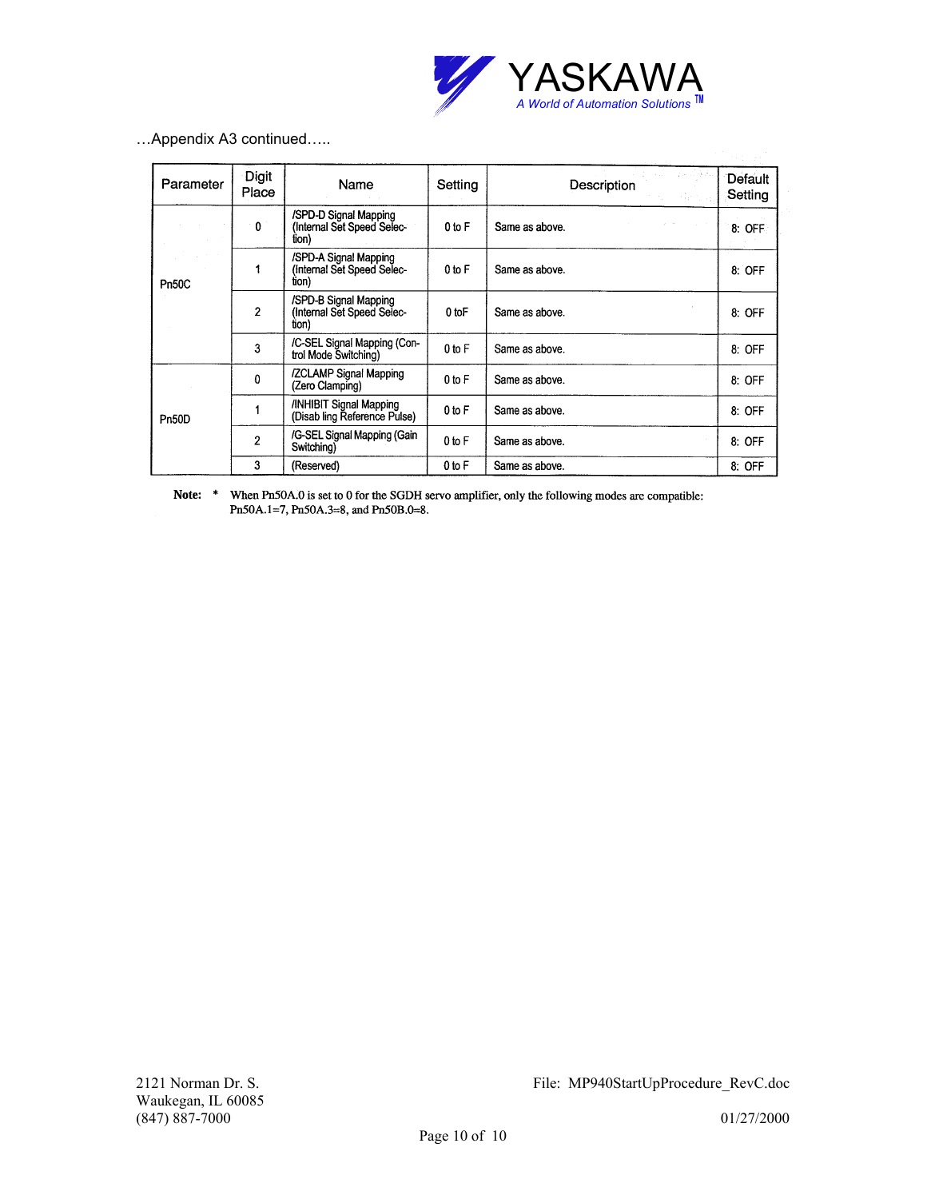…Appendix A3 continued…..

| Parameter | Digit Place | Name | Setting | Description | Default Setting |
|---|---|---|---|---|---|
| Pn50C | 0 | /SPD-D Signal Mapping (Internal Set Speed Selection) | 0 to F | Same as above. | 8: OFF |
| | 1 | /SPD-A Signal Mapping (Internal Set Speed Selection) | 0 to F | Same as above. | 8: OFF |
| | 2 | /SPD-B Signal Mapping (Internal Set Speed Selection) | 0 toF | Same as above. | 8: OFF |
| | 3 | /C-SEL Signal Mapping (Control Mode Switching) | 0 to F | Same as above. | 8: OFF |
| Pn50D | 0 | /ZCLAMP Signal Mapping (Zero Clamping) | 0 to F | Same as above. | 8: OFF |
| | 1 | /INHIBIT Signal Mapping (Disab ling Reference Pulse) | 0 to F | Same as above. | 8: OFF |
| | 2 | /G-SEL Signal Mapping (Gain Switching) | 0 to F | Same as above. | 8: OFF |
| | 3 | (Reserved) | 0 to F | Same as above. | 8: OFF |

**Note:** * When Pn50A.0 is set to 0 for the SGDH servo amplifier, only the following modes are compatible: Pn50A.1=7, Pn50A.3=8, and Pn50B.0=8.

2121 Norman Dr. S.
Waukegan, IL 60085
(847) 887-7000

File: MP940StartUpProcedure_RevC.doc

01/27/2000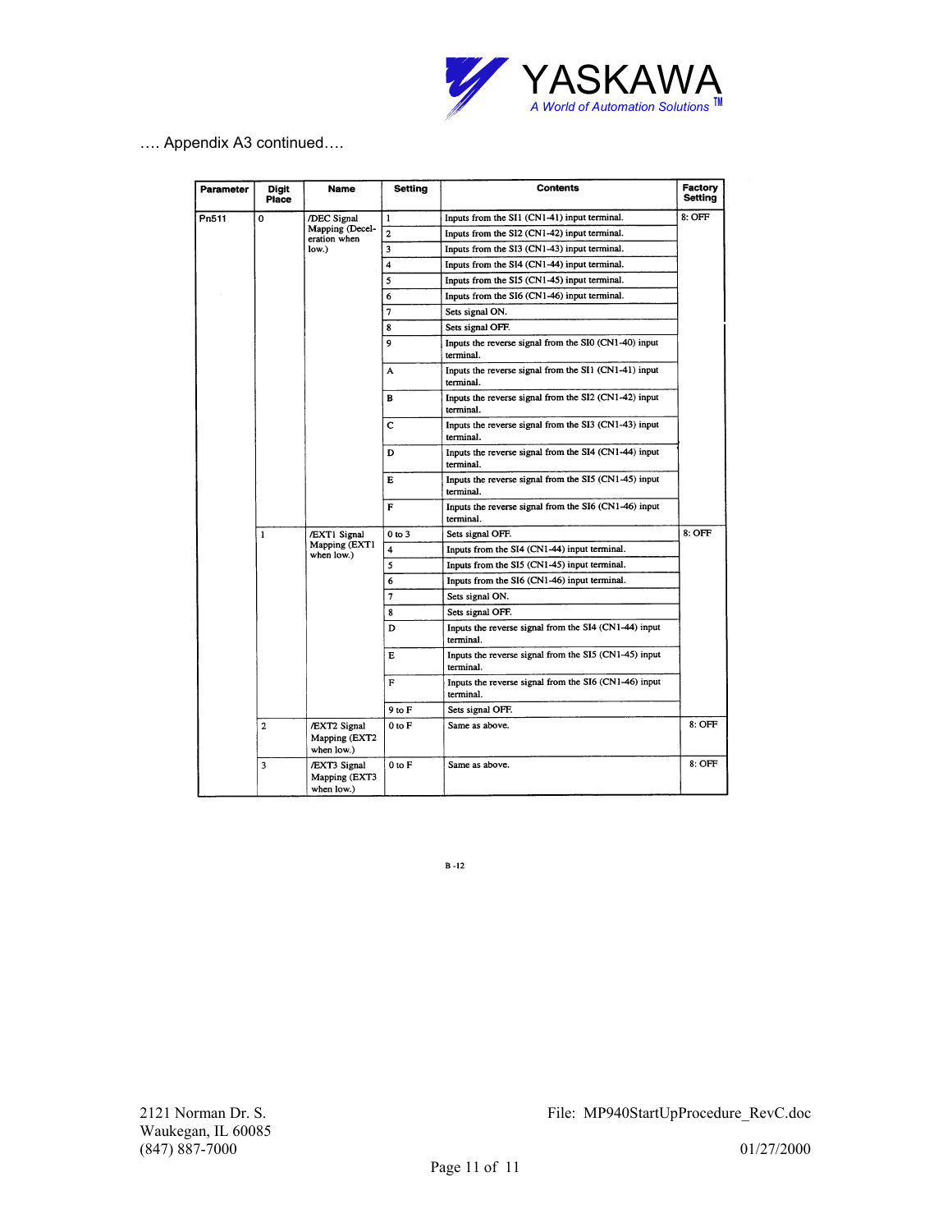…. Appendix A3 continued….

| Parameter | Digit Place | Name | Setting | Contents | Factory Setting |
|---|---|---|---|---|---|
| Pn511 | 0 | /DEC Signal Mapping (Deceleration when low.) | 1 | Inputs from the SI1 (CN1-41) input terminal. | 8: OFF |
| | | | 2 | Inputs from the SI2 (CN1-42) input terminal. | |
| | | | 3 | Inputs from the SI3 (CN1-43) input terminal. | |
| | | | 4 | Inputs from the SI4 (CN1-44) input terminal. | |
| | | | 5 | Inputs from the SI5 (CN1-45) input terminal. | |
| | | | 6 | Inputs from the SI6 (CN1-46) input terminal. | |
| | | | 7 | Sets signal ON. | |
| | | | 8 | Sets signal OFF. | |
| | | | 9 | Inputs the reverse signal from the SI0 (CN1-40) input terminal. | |
| | | | A | Inputs the reverse signal from the SI1 (CN1-41) input terminal. | |
| | | | B | Inputs the reverse signal from the SI2 (CN1-42) input terminal. | |
| | | | C | Inputs the reverse signal from the SI3 (CN1-43) input terminal. | |
| | | | D | Inputs the reverse signal from the SI4 (CN1-44) input terminal. | |
| | | | E | Inputs the reverse signal from the SI5 (CN1-45) input terminal. | |
| | | | F | Inputs the reverse signal from the SI6 (CN1-46) input terminal. | |
| | 1 | /EXT1 Signal Mapping (EXT1 when low.) | 0 to 3 | Sets signal OFF. | 8: OFF |
| | | | 4 | Inputs from the SI4 (CN1-44) input terminal. | |
| | | | 5 | Inputs from the SI5 (CN1-45) input terminal. | |
| | | | 6 | Inputs from the SI6 (CN1-46) input terminal. | |
| | | | 7 | Sets signal ON. | |
| | | | 8 | Sets signal OFF. | |
| | | | D | Inputs the reverse signal from the SI4 (CN1-44) input terminal. | |
| | | | E | Inputs the reverse signal from the SI5 (CN1-45) input terminal. | |
| | | | F | Inputs the reverse signal from the SI6 (CN1-46) input terminal. | |
| | | | 9 to F | Sets signal OFF. | |
| | 2 | /EXT2 Signal Mapping (EXT2 when low.) | 0 to F | Same as above. | 8: OFF |
| | 3 | /EXT3 Signal Mapping (EXT3 when low.) | 0 to F | Same as above. | 8: OFF |

B -12

2121 Norman Dr. S.
Waukegan, IL 60085
(847) 887-7000

File: MP940StartUpProcedure_RevC.doc

01/27/2000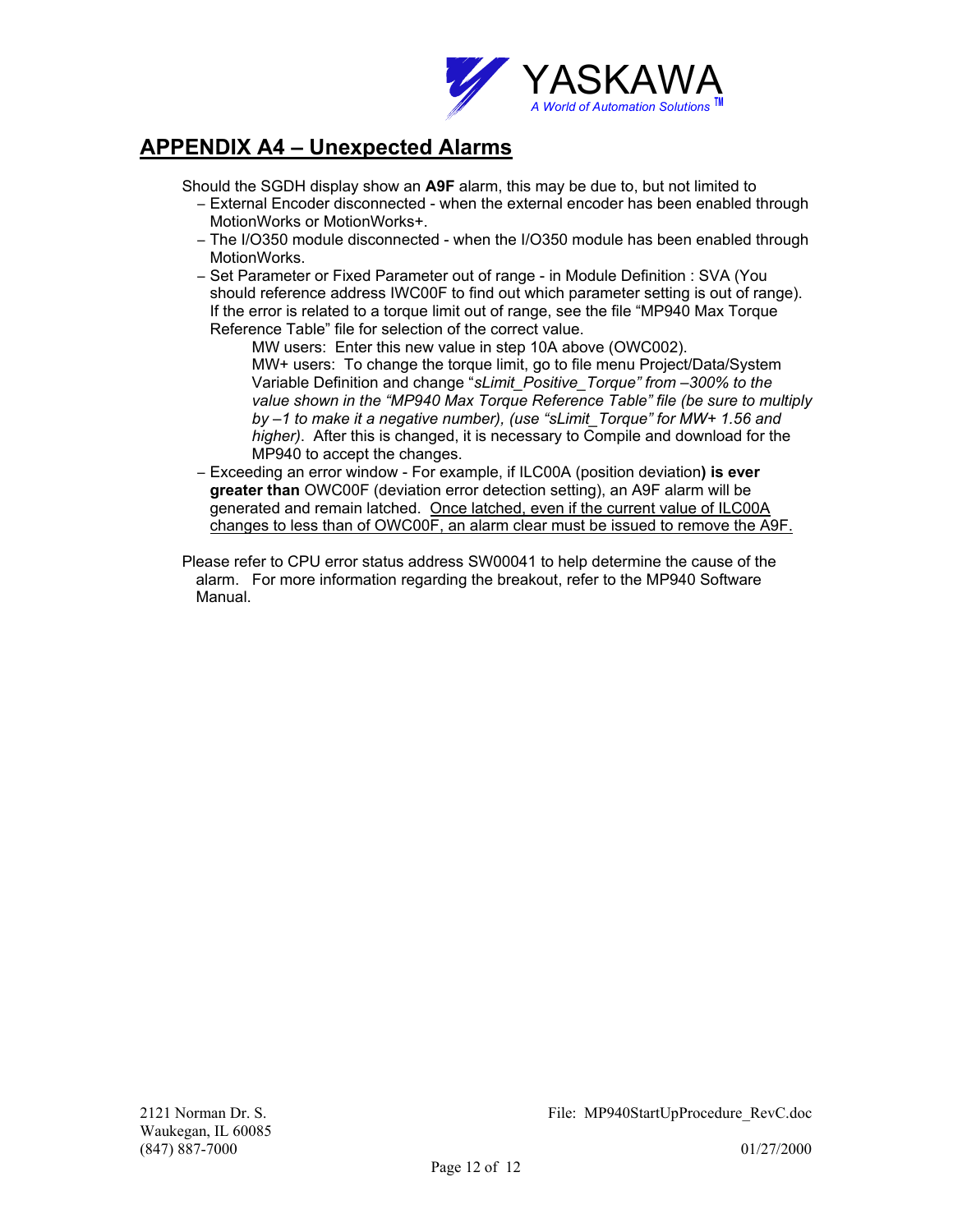## APPENDIX A4 – Unexpected Alarms

Should the SGDH display show an **A9F** alarm, this may be due to, but not limited to

- External Encoder disconnected - when the external encoder has been enabled through MotionWorks or MotionWorks+.
- The I/O350 module disconnected - when the I/O350 module has been enabled through MotionWorks.
- Set Parameter or Fixed Parameter out of range - in Module Definition : SVA (You should reference address IWC00F to find out which parameter setting is out of range). If the error is related to a torque limit out of range, see the file "MP940 Max Torque Reference Table" file for selection of the correct value.

  MW users: Enter this new value in step 10A above (OWC002).

  MW+ users: To change the torque limit, go to file menu Project/Data/System Variable Definition and change "*sLimit_Positive_Torque" from –300% to the value shown in the "MP940 Max Torque Reference Table" file (be sure to multiply by –1 to make it a negative number), (use "sLimit_Torque" for MW+ 1.56 and higher)*. After this is changed, it is necessary to Compile and download for the MP940 to accept the changes.
- Exceeding an error window - For example, if ILC00A (position deviation**) is ever greater than** OWC00F (deviation error detection setting), an A9F alarm will be generated and remain latched. <u>Once latched, even if the current value of ILC00A changes to less than of OWC00F, an alarm clear must be issued to remove the A9F.</u>

Please refer to CPU error status address SW00041 to help determine the cause of the alarm. For more information regarding the breakout, refer to the MP940 Software Manual.